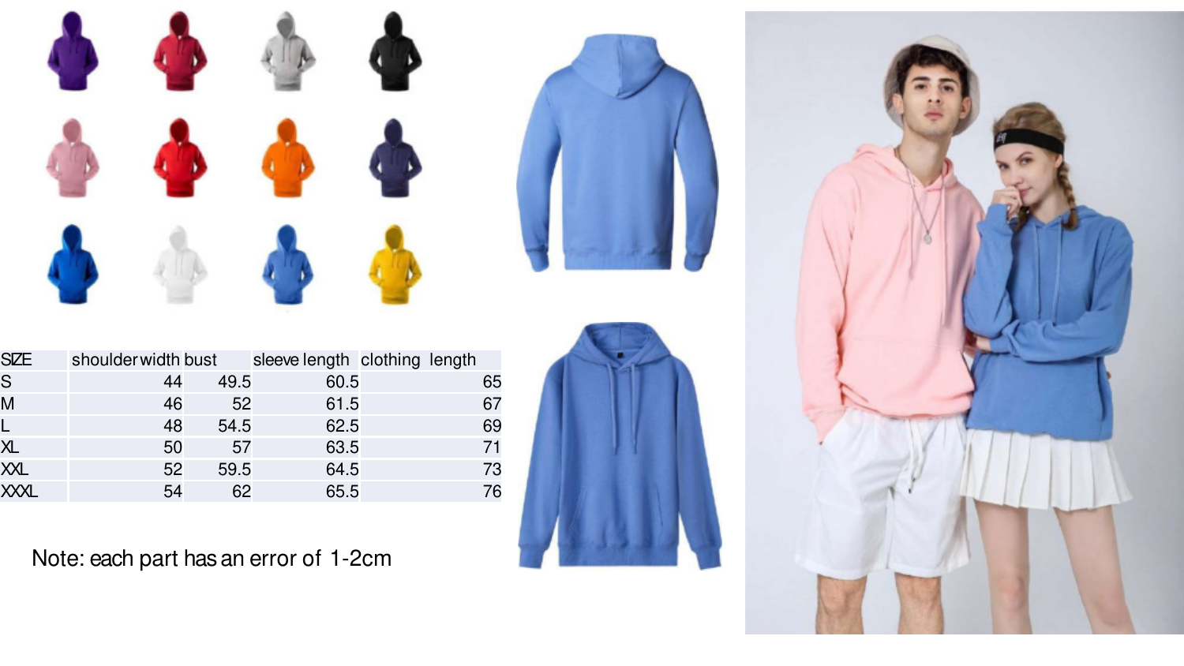| SIZE | shoulder width | bust | sleeve length | clothing length |
|---|---|---|---|---|
| S | 44 | 49.5 | 60.5 | 65 |
| M | 46 | 52 | 61.5 | 67 |
| L | 48 | 54.5 | 62.5 | 69 |
| XL | 50 | 57 | 63.5 | 71 |
| XXL | 52 | 59.5 | 64.5 | 73 |
| XXXL | 54 | 62 | 65.5 | 76 |

Note: each part has an error of 1-2cm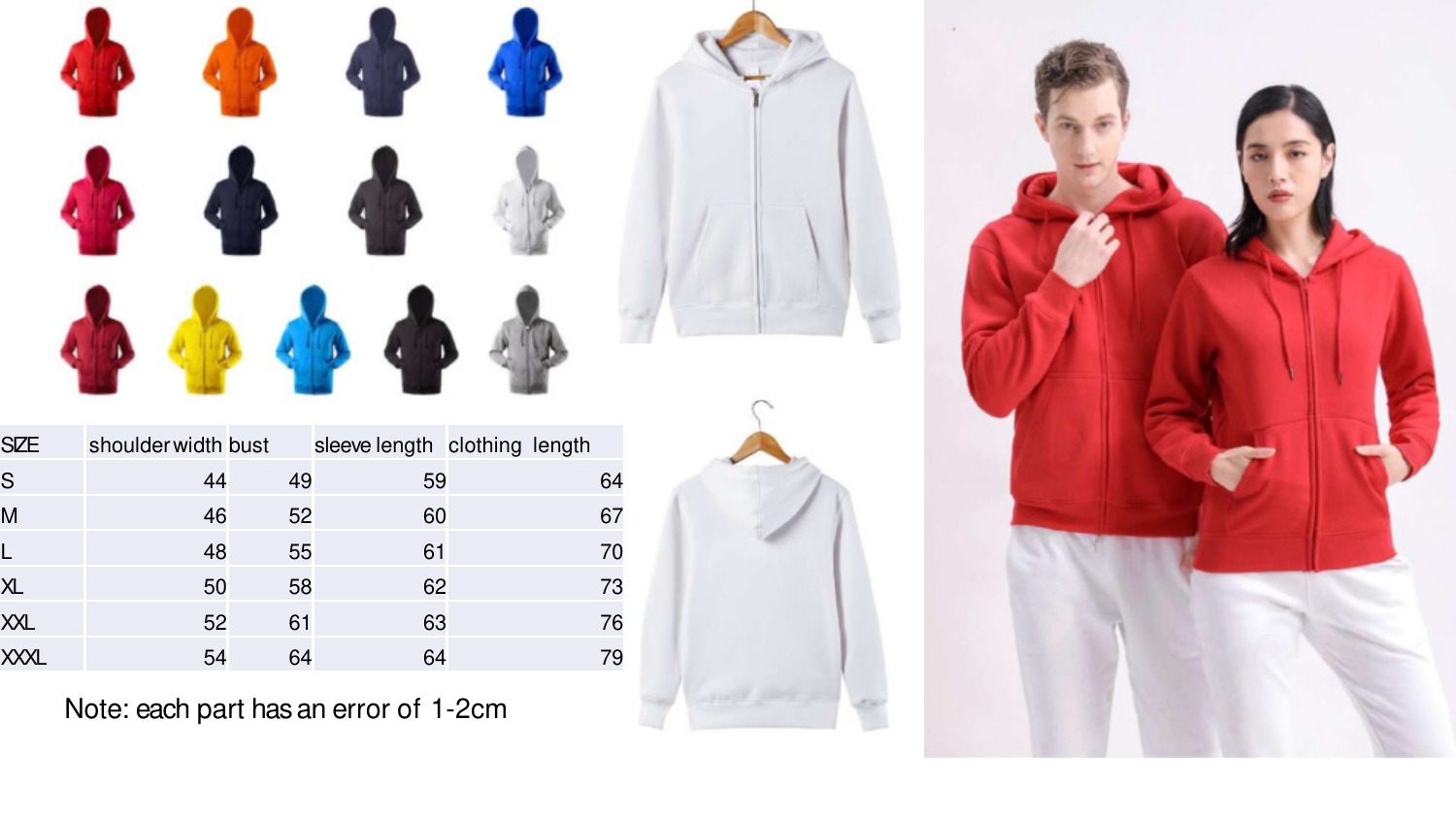| SIZE | shoulder width | bust | sleeve length | clothing length |
| --- | --- | --- | --- | --- |
| S | 44 | 49 | 59 | 64 |
| M | 46 | 52 | 60 | 67 |
| L | 48 | 55 | 61 | 70 |
| XL | 50 | 58 | 62 | 73 |
| XXL | 52 | 61 | 63 | 76 |
| XXXL | 54 | 64 | 64 | 79 |

Note: each part has an error of 1-2cm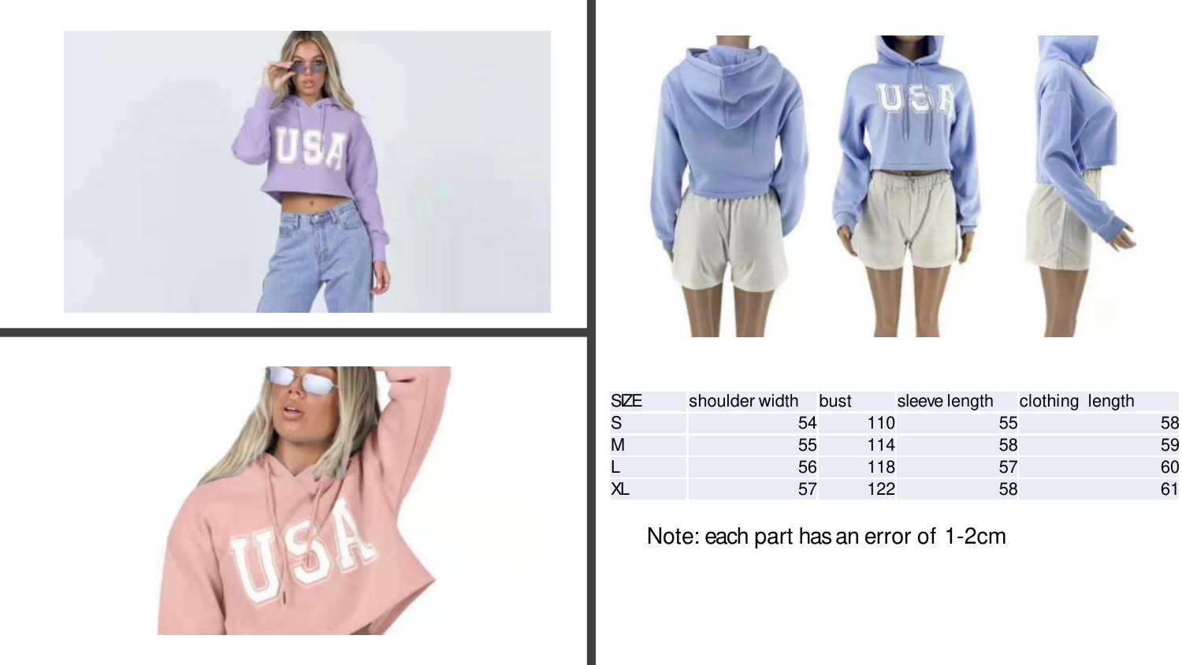| SIZE | shoulder width | bust | sleeve length | clothing length |
| --- | --- | --- | --- | --- |
| S | 54 | 110 | 55 | 58 |
| M | 55 | 114 | 58 | 59 |
| L | 56 | 118 | 57 | 60 |
| XL | 57 | 122 | 58 | 61 |

Note: each part has an error of 1-2cm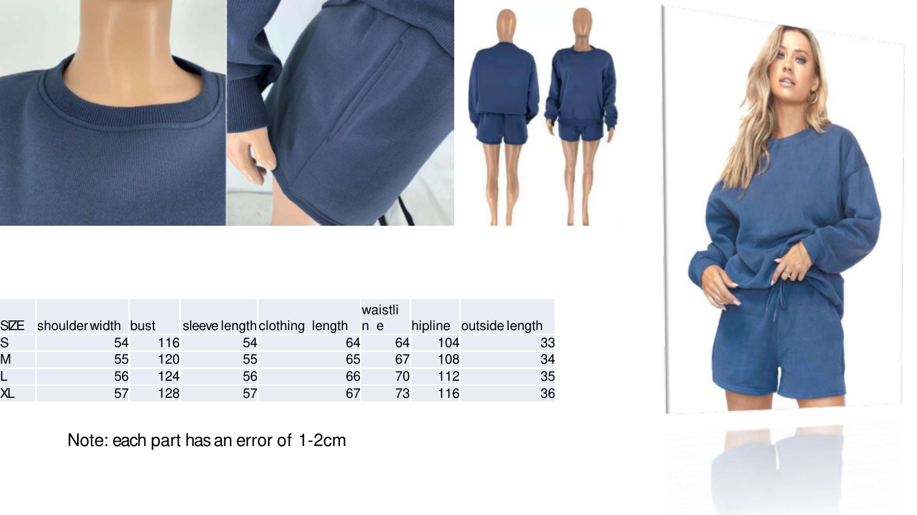| SIZE | shoulder width | bust | sleeve length | clothing length | waistline | hipline | outside length |
|---|---|---|---|---|---|---|---|
| S | 54 | 116 | 54 | 64 | 64 | 104 | 33 |
| M | 55 | 120 | 55 | 65 | 67 | 108 | 34 |
| L | 56 | 124 | 56 | 66 | 70 | 112 | 35 |
| XL | 57 | 128 | 57 | 67 | 73 | 116 | 36 |

Note: each part has an error of 1-2cm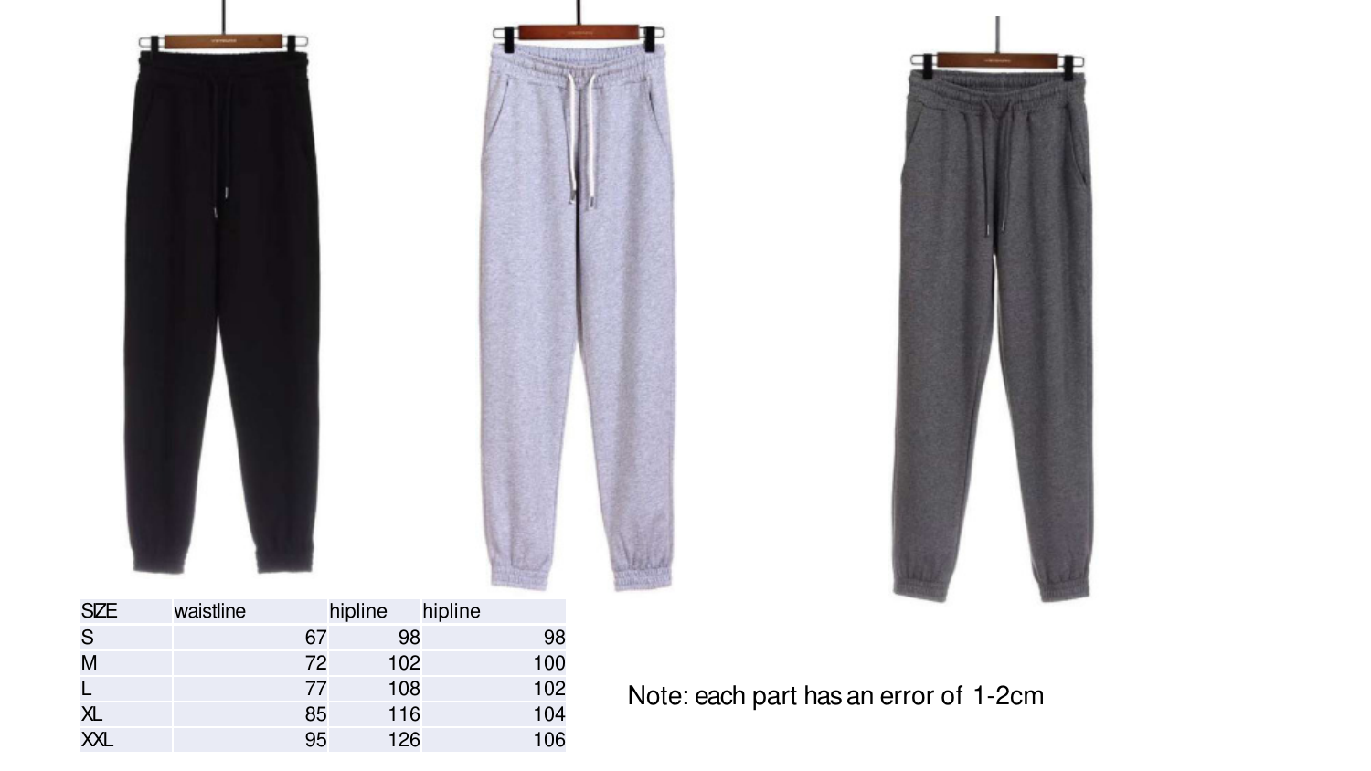| SIZE | waistline | hipline | hipline |
|---|---|---|---|
| S | 67 | 98 | 98 |
| M | 72 | 102 | 100 |
| L | 77 | 108 | 102 |
| XL | 85 | 116 | 104 |
| XXL | 95 | 126 | 106 |

Note: each part has an error of 1-2cm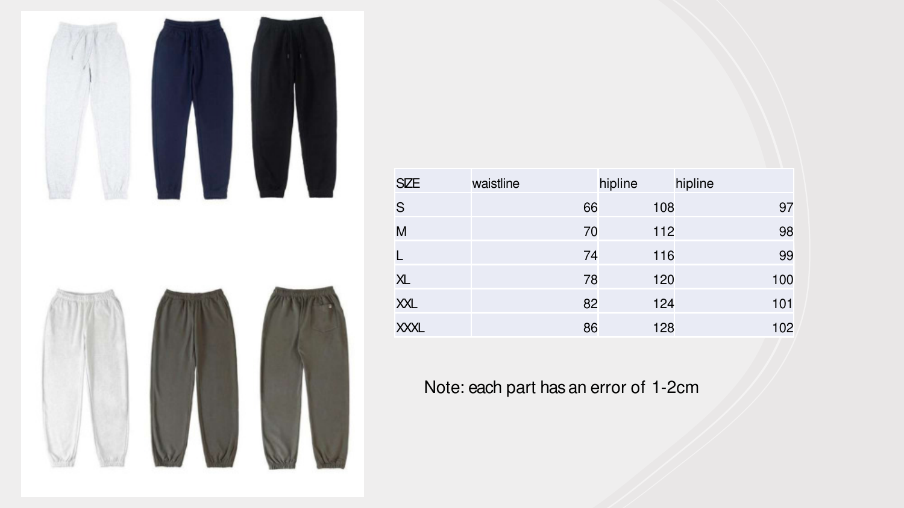| SIZE | waistline | hipline | hipline |
|---|---|---|---|
| S | 66 | 108 | 97 |
| M | 70 | 112 | 98 |
| L | 74 | 116 | 99 |
| XL | 78 | 120 | 100 |
| XXL | 82 | 124 | 101 |
| XXXL | 86 | 128 | 102 |

Note: each part has an error of 1-2cm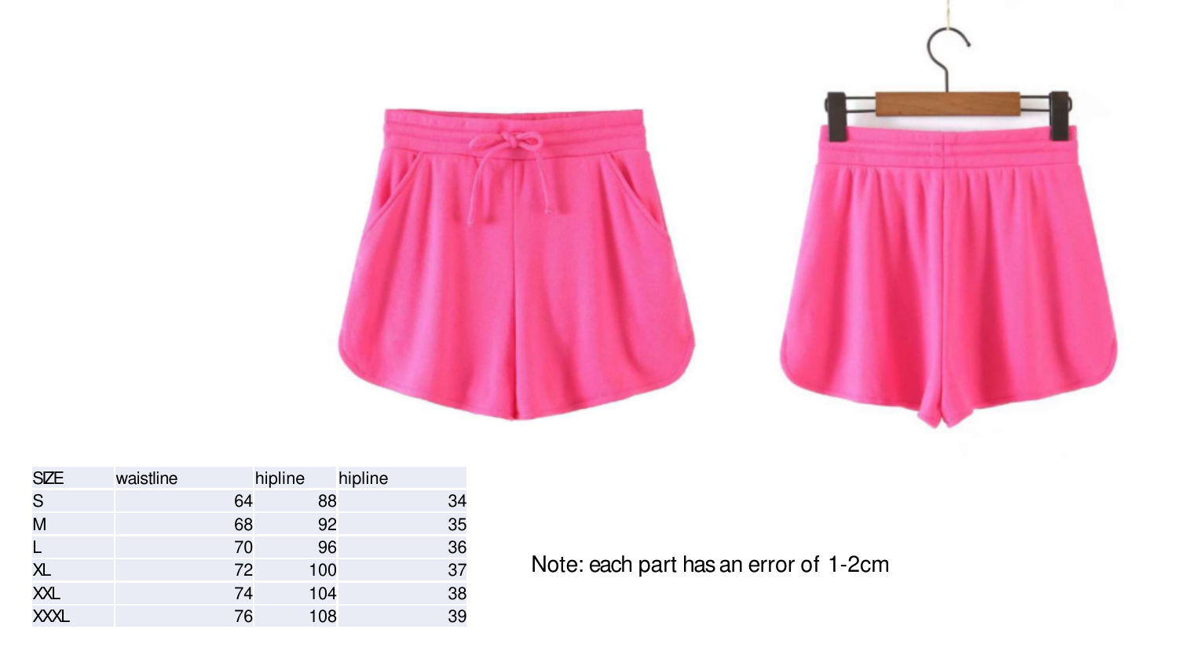| SIZE | waistline | hipline | hipline |
| --- | --- | --- | --- |
| S | 64 | 88 | 34 |
| M | 68 | 92 | 35 |
| L | 70 | 96 | 36 |
| XL | 72 | 100 | 37 |
| XXL | 74 | 104 | 38 |
| XXXL | 76 | 108 | 39 |

Note: each part has an error of 1-2cm